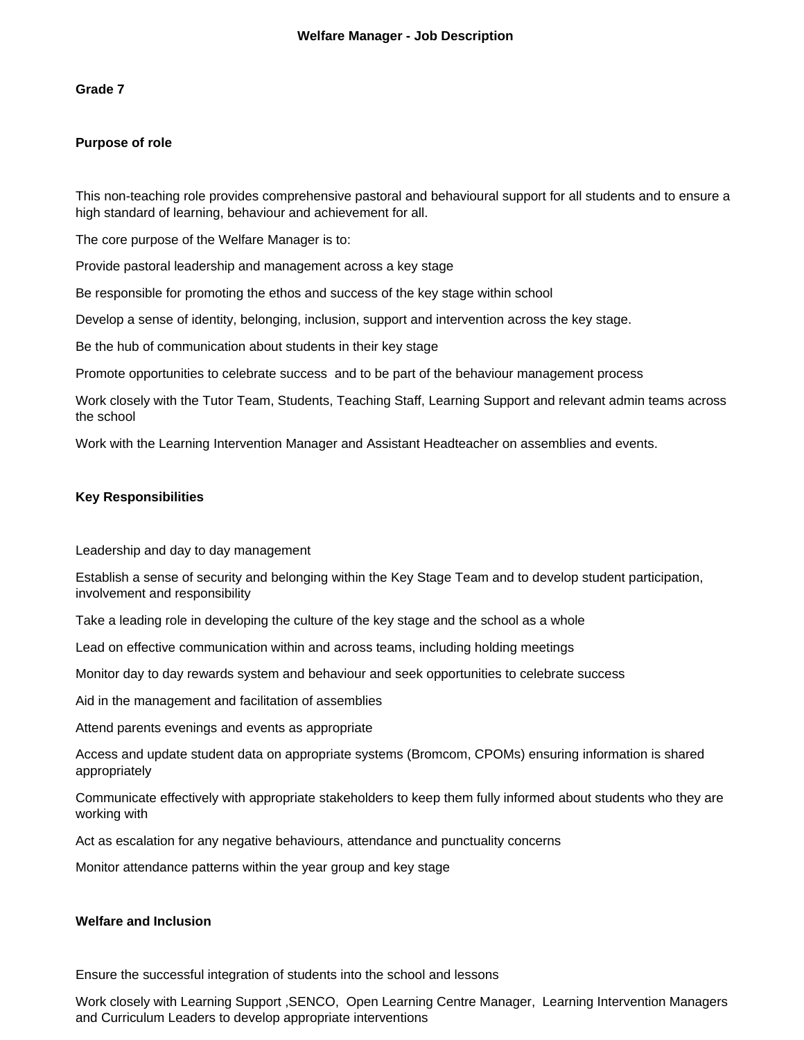# Welfare Manager - Job Description

**Grade 7**

**Purpose of role**

This non-teaching role provides comprehensive pastoral and behavioural support for all students and to ensure a high standard of learning, behaviour and achievement for all.

The core purpose of the Welfare Manager is to:

Provide pastoral leadership and management across a key stage

Be responsible for promoting the ethos and success of the key stage within school

Develop a sense of identity, belonging, inclusion, support and intervention across the key stage.

Be the hub of communication about students in their key stage

Promote opportunities to celebrate success  and to be part of the behaviour management process

Work closely with the Tutor Team, Students, Teaching Staff, Learning Support and relevant admin teams across the school

Work with the Learning Intervention Manager and Assistant Headteacher on assemblies and events.

**Key Responsibilities**

Leadership and day to day management

Establish a sense of security and belonging within the Key Stage Team and to develop student participation, involvement and responsibility

Take a leading role in developing the culture of the key stage and the school as a whole

Lead on effective communication within and across teams, including holding meetings

Monitor day to day rewards system and behaviour and seek opportunities to celebrate success

Aid in the management and facilitation of assemblies

Attend parents evenings and events as appropriate

Access and update student data on appropriate systems (Bromcom, CPOMs) ensuring information is shared appropriately

Communicate effectively with appropriate stakeholders to keep them fully informed about students who they are working with

Act as escalation for any negative behaviours, attendance and punctuality concerns

Monitor attendance patterns within the year group and key stage

**Welfare and Inclusion**

Ensure the successful integration of students into the school and lessons

Work closely with Learning Support ,SENCO,  Open Learning Centre Manager,  Learning Intervention Managers and Curriculum Leaders to develop appropriate interventions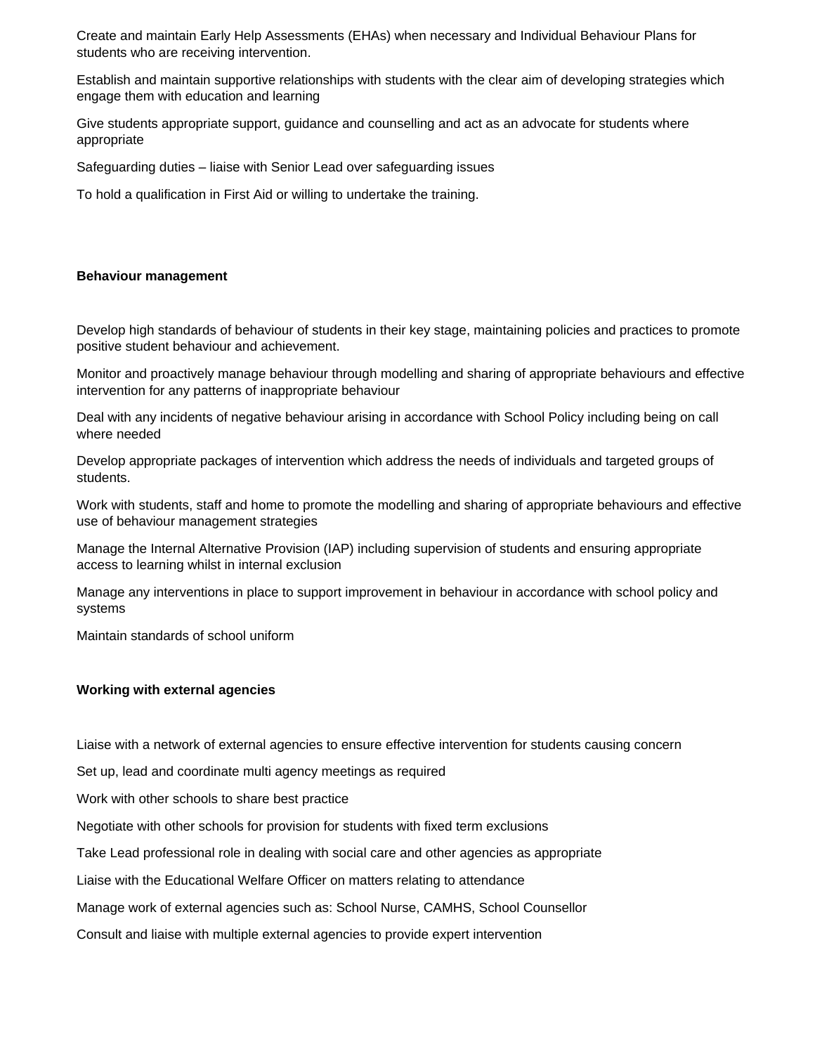Create and maintain Early Help Assessments (EHAs) when necessary and Individual Behaviour Plans for students who are receiving intervention.

Establish and maintain supportive relationships with students with the clear aim of developing strategies which engage them with education and learning

Give students appropriate support, guidance and counselling and act as an advocate for students where appropriate

Safeguarding duties – liaise with Senior Lead over safeguarding issues

To hold a qualification in First Aid or willing to undertake the training.

**Behaviour management**

Develop high standards of behaviour of students in their key stage, maintaining policies and practices to promote positive student behaviour and achievement.

Monitor and proactively manage behaviour through modelling and sharing of appropriate behaviours and effective intervention for any patterns of inappropriate behaviour

Deal with any incidents of negative behaviour arising in accordance with School Policy including being on call where needed

Develop appropriate packages of intervention which address the needs of individuals and targeted groups of students.

Work with students, staff and home to promote the modelling and sharing of appropriate behaviours and effective use of behaviour management strategies

Manage the Internal Alternative Provision (IAP) including supervision of students and ensuring appropriate access to learning whilst in internal exclusion

Manage any interventions in place to support improvement in behaviour in accordance with school policy and systems

Maintain standards of school uniform

**Working with external agencies**

Liaise with a network of external agencies to ensure effective intervention for students causing concern

Set up, lead and coordinate multi agency meetings as required

Work with other schools to share best practice

Negotiate with other schools for provision for students with fixed term exclusions

Take Lead professional role in dealing with social care and other agencies as appropriate

Liaise with the Educational Welfare Officer on matters relating to attendance

Manage work of external agencies such as: School Nurse, CAMHS, School Counsellor

Consult and liaise with multiple external agencies to provide expert intervention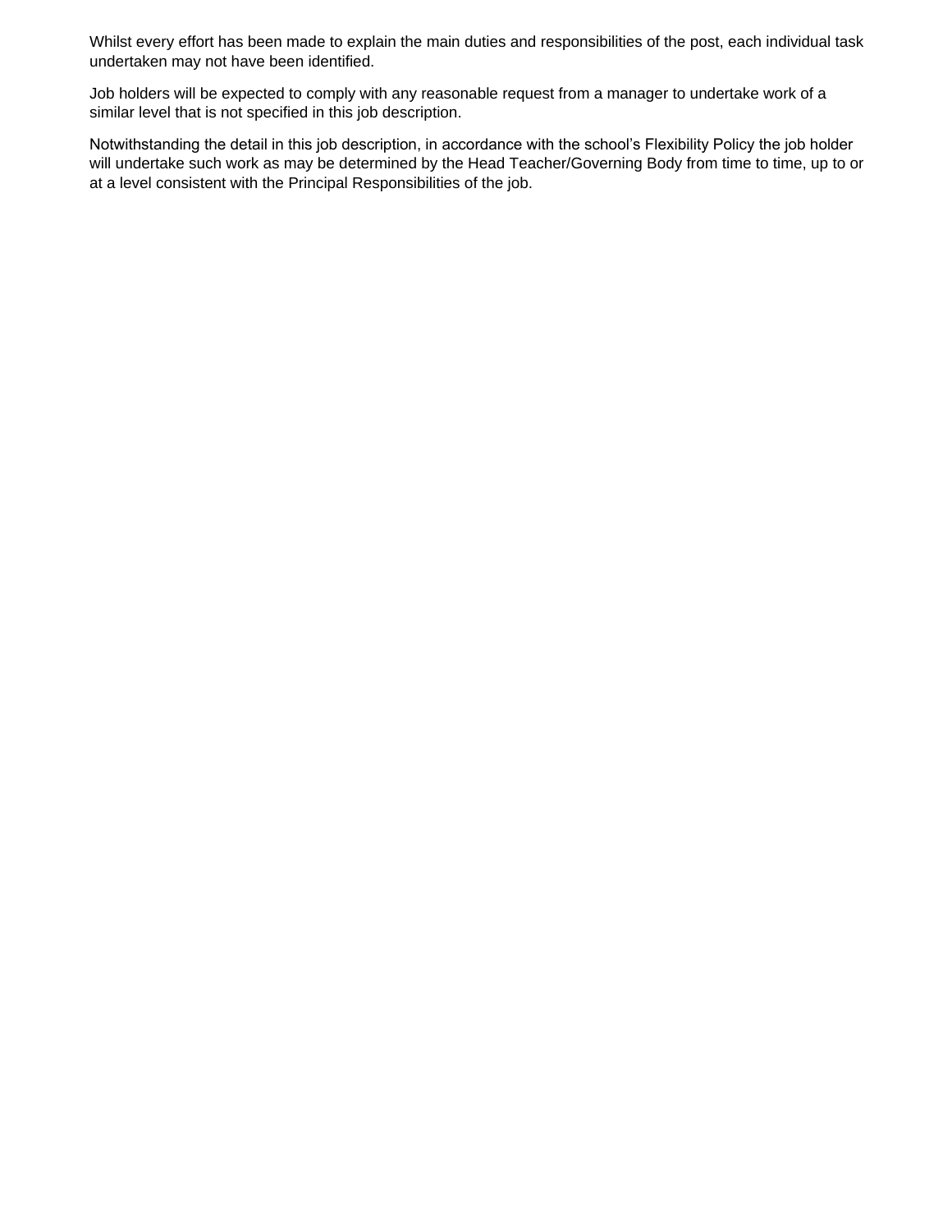Whilst every effort has been made to explain the main duties and responsibilities of the post, each individual task undertaken may not have been identified.

Job holders will be expected to comply with any reasonable request from a manager to undertake work of a similar level that is not specified in this job description.

Notwithstanding the detail in this job description, in accordance with the school's Flexibility Policy the job holder will undertake such work as may be determined by the Head Teacher/Governing Body from time to time, up to or at a level consistent with the Principal Responsibilities of the job.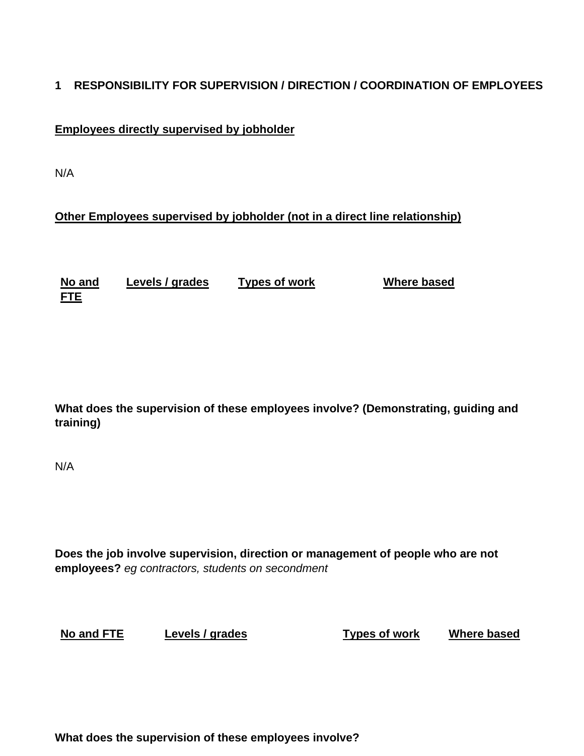**1 RESPONSIBILITY FOR SUPERVISION / DIRECTION / COORDINATION OF EMPLOYEES**

**Employees directly supervised by jobholder**

N/A

**Other Employees supervised by jobholder (not in a direct line relationship)**

| No and FTE | Levels / grades | Types of work | Where based |
| --- | --- | --- | --- |
| | | | |

**What does the supervision of these employees involve? (Demonstrating, guiding and training)**

N/A

**Does the job involve supervision, direction or management of people who are not employees?** *eg contractors, students on secondment*

| No and FTE | Levels / grades | Types of work | Where based |
| --- | --- | --- | --- |
| | | | |

**What does the supervision of these employees involve?**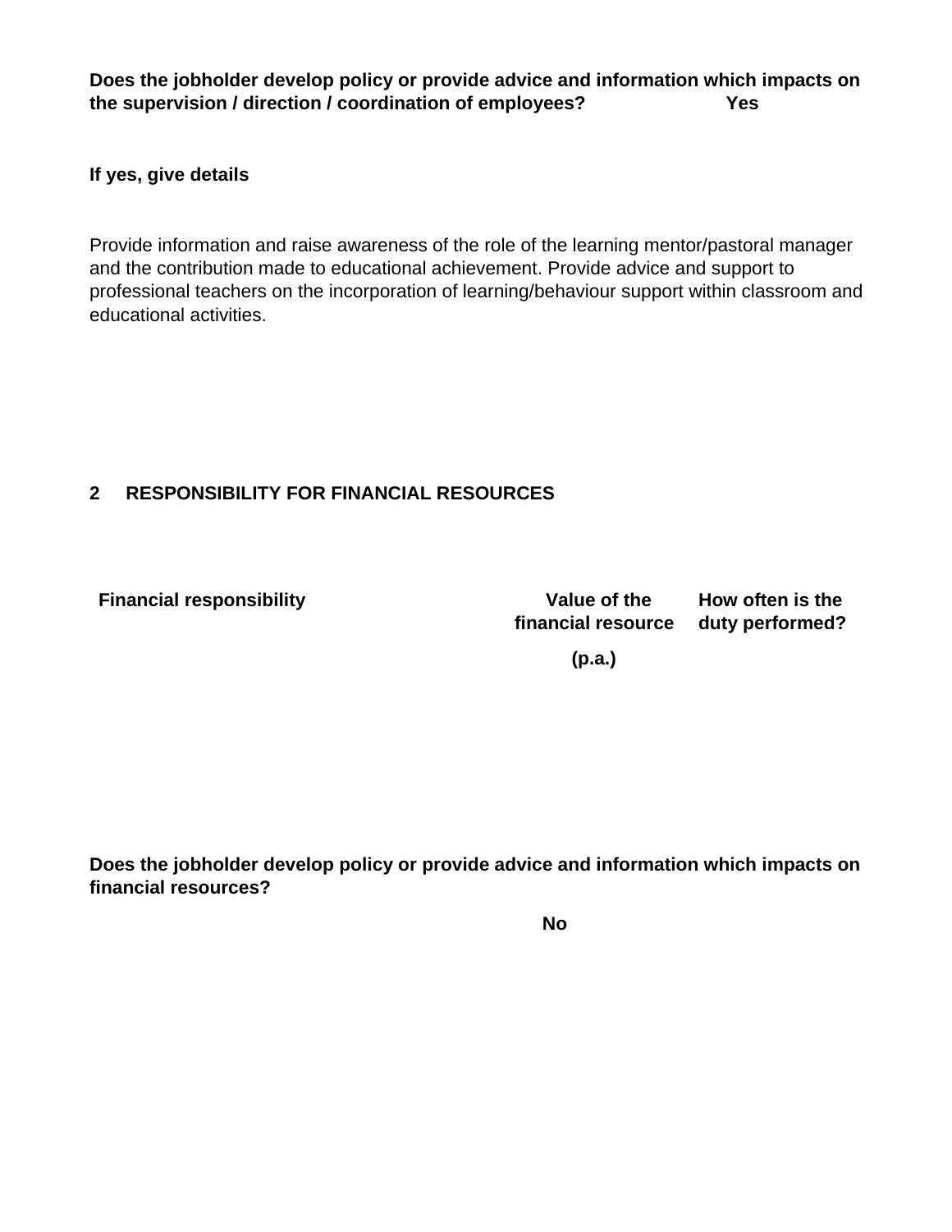**Does the jobholder develop policy or provide advice and information which impacts on the supervision / direction / coordination of employees?** **Yes**

**If yes, give details**

Provide information and raise awareness of the role of the learning mentor/pastoral manager and the contribution made to educational achievement. Provide advice and support to professional teachers on the incorporation of learning/behaviour support within classroom and educational activities.

## 2 RESPONSIBILITY FOR FINANCIAL RESOURCES

| Financial responsibility | Value of the financial resource (p.a.) | How often is the duty performed? |
| --- | --- | --- |
| | | |

**Does the jobholder develop policy or provide advice and information which impacts on financial resources?**

**No**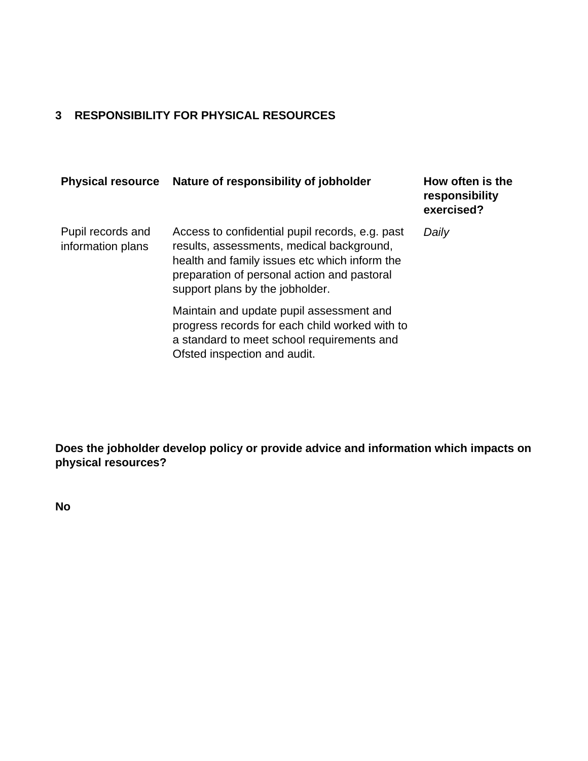## 3 RESPONSIBILITY FOR PHYSICAL RESOURCES

| Physical resource | Nature of responsibility of jobholder | How often is the responsibility exercised? |
|---|---|---|
| Pupil records and information plans | Access to confidential pupil records, e.g. past results, assessments, medical background, health and family issues etc which inform the preparation of personal action and pastoral support plans by the jobholder.<br><br>Maintain and update pupil assessment and progress records for each child worked with to a standard to meet school requirements and Ofsted inspection and audit. | *Daily* |

**Does the jobholder develop policy or provide advice and information which impacts on physical resources?**

**No**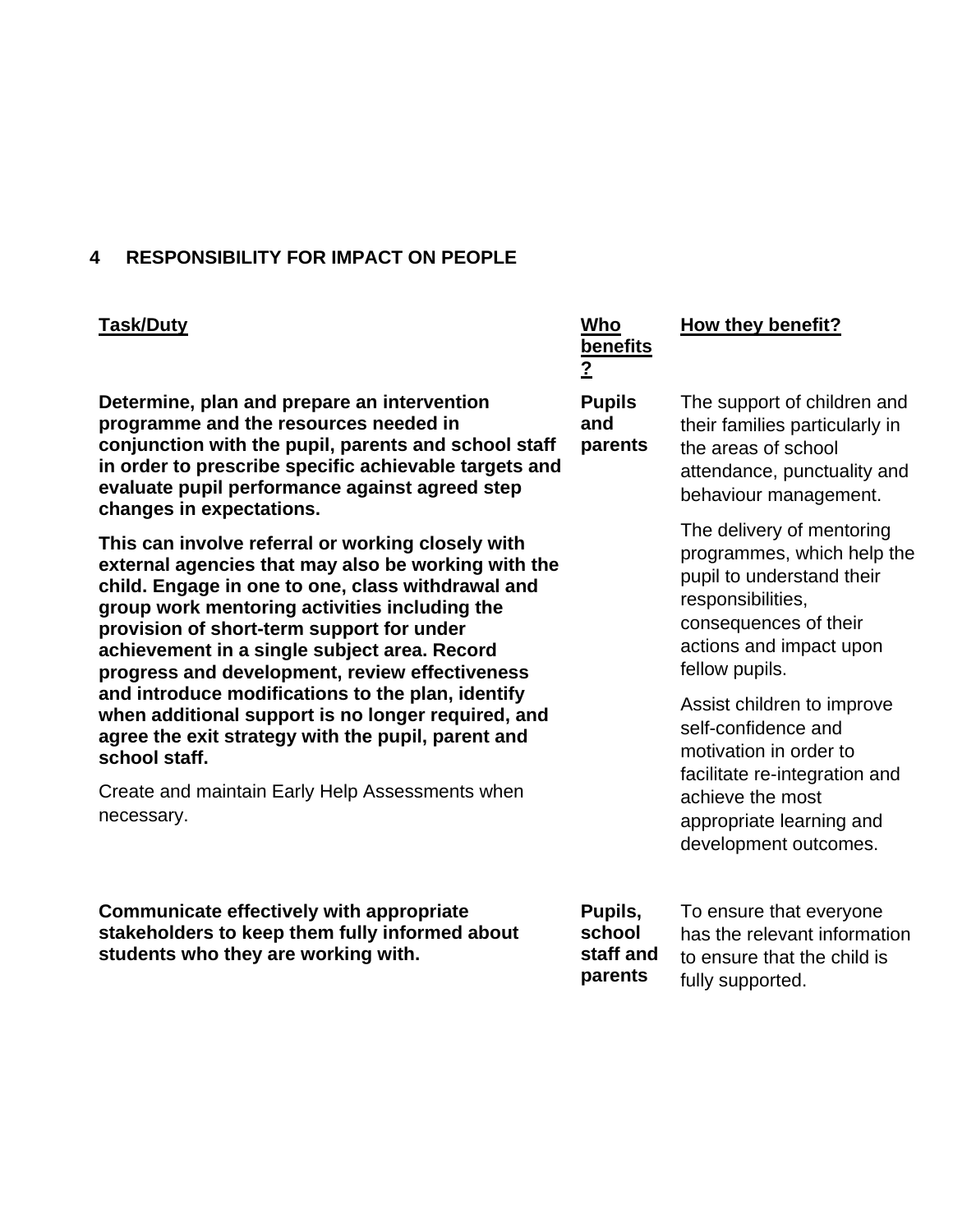## 4 RESPONSIBILITY FOR IMPACT ON PEOPLE

| Task/Duty | Who benefits? | How they benefit? |
|---|---|---|
| **Determine, plan and prepare an intervention programme and the resources needed in conjunction with the pupil, parents and school staff in order to prescribe specific achievable targets and evaluate pupil performance against agreed step changes in expectations.**<br><br>**This can involve referral or working closely with external agencies that may also be working with the child. Engage in one to one, class withdrawal and group work mentoring activities including the provision of short-term support for under achievement in a single subject area. Record progress and development, review effectiveness and introduce modifications to the plan, identify when additional support is no longer required, and agree the exit strategy with the pupil, parent and school staff.**<br><br>Create and maintain Early Help Assessments when necessary. | **Pupils and parents** | The support of children and their families particularly in the areas of school attendance, punctuality and behaviour management.<br><br>The delivery of mentoring programmes, which help the pupil to understand their responsibilities, consequences of their actions and impact upon fellow pupils.<br><br>Assist children to improve self-confidence and motivation in order to facilitate re-integration and achieve the most appropriate learning and development outcomes. |
| **Communicate effectively with appropriate stakeholders to keep them fully informed about students who they are working with.** | **Pupils, school staff and parents** | To ensure that everyone has the relevant information to ensure that the child is fully supported. |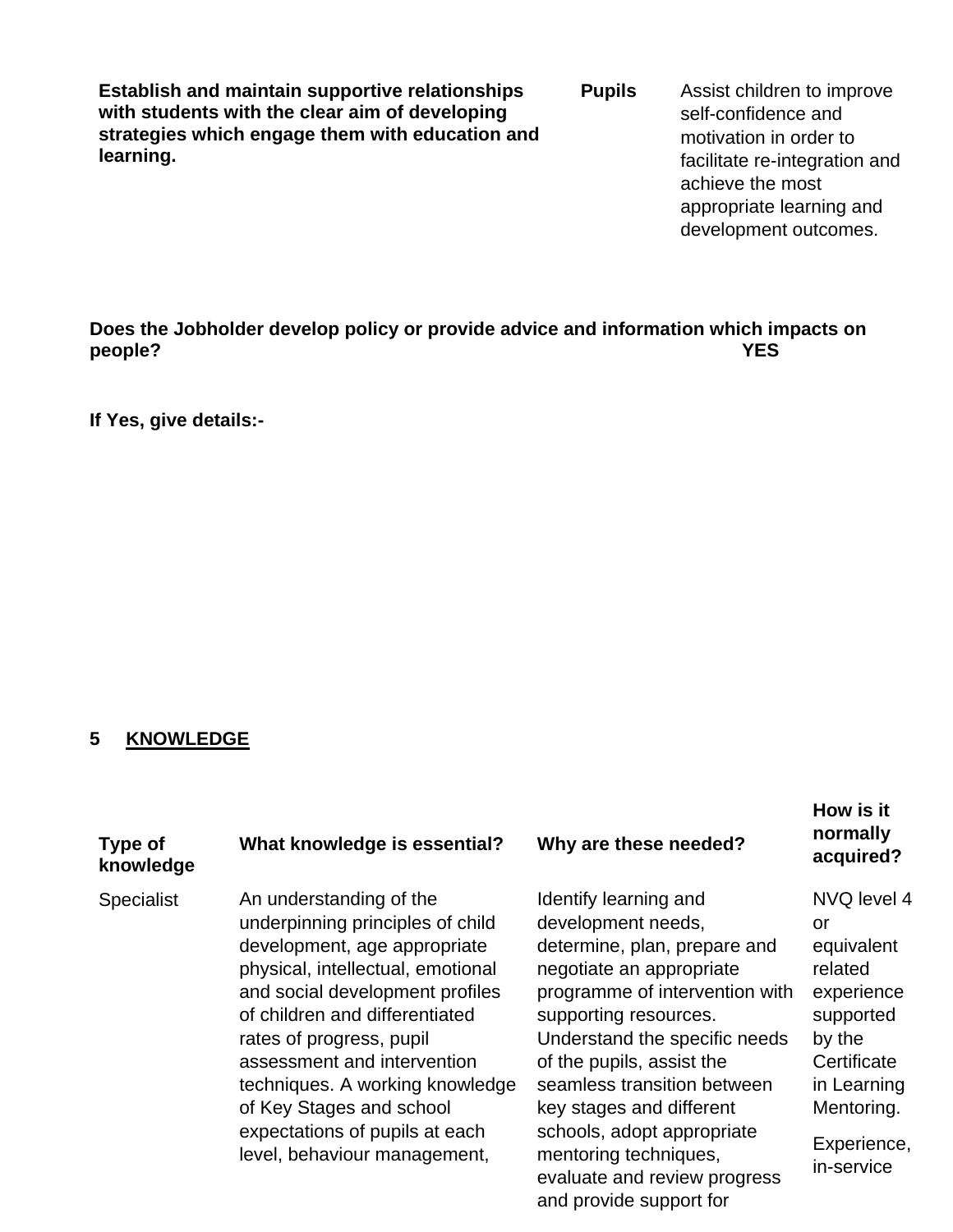| **Establish and maintain supportive relationships with students with the clear aim of developing strategies which engage them with education and learning.** | **Pupils** | Assist children to improve self-confidence and motivation in order to facilitate re-integration and achieve the most appropriate learning and development outcomes. |
|---|---|---|

**Does the Jobholder develop policy or provide advice and information which impacts on people?** **YES**

**If Yes, give details:-**

## 5 KNOWLEDGE

| Type of knowledge | What knowledge is essential? | Why are these needed? | How is it normally acquired? |
|---|---|---|---|
| Specialist | An understanding of the underpinning principles of child development, age appropriate physical, intellectual, emotional and social development profiles of children and differentiated rates of progress, pupil assessment and intervention techniques. A working knowledge of Key Stages and school expectations of pupils at each level, behaviour management, | Identify learning and development needs, determine, plan, prepare and negotiate an appropriate programme of intervention with supporting resources. Understand the specific needs of the pupils, assist the seamless transition between key stages and different schools, adopt appropriate mentoring techniques, evaluate and review progress and provide support for | NVQ level 4 or equivalent related experience supported by the Certificate in Learning Mentoring.<br><br>Experience, in-service |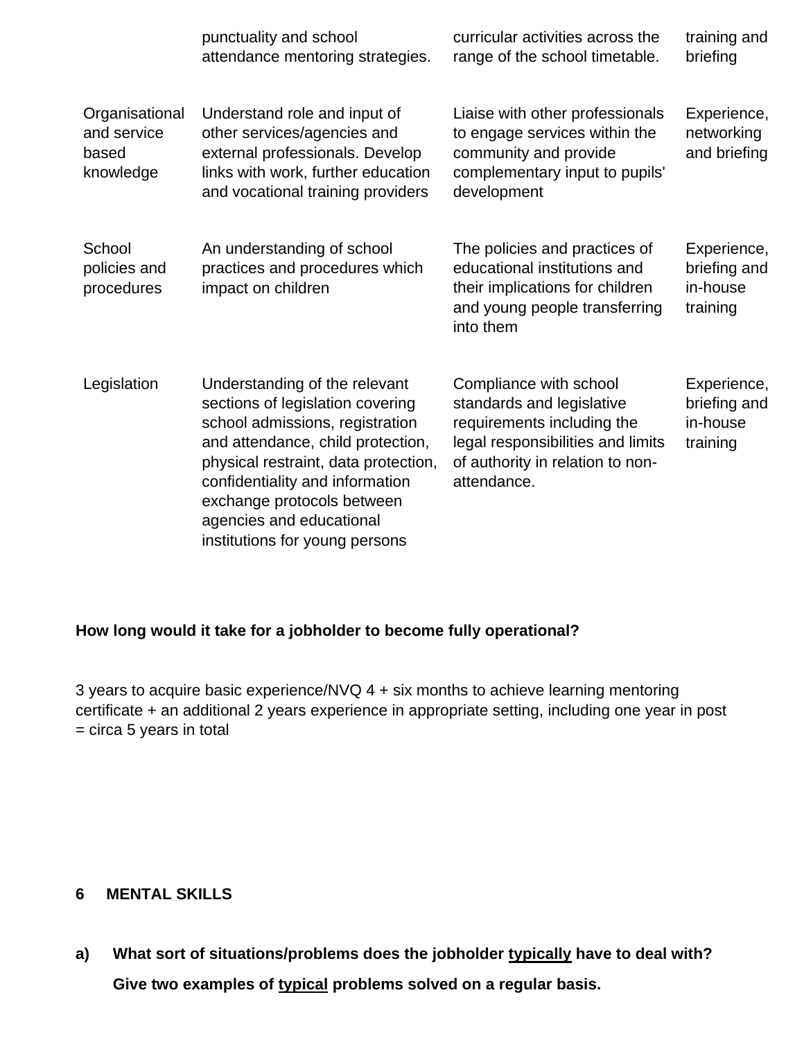| | | | |
|---|---|---|---|
| | punctuality and school attendance mentoring strategies. | curricular activities across the range of the school timetable. | training and briefing |
| Organisational and service based knowledge | Understand role and input of other services/agencies and external professionals. Develop links with work, further education and vocational training providers | Liaise with other professionals to engage services within the community and provide complementary input to pupils' development | Experience, networking and briefing |
| School policies and procedures | An understanding of school practices and procedures which impact on children | The policies and practices of educational institutions and their implications for children and young people transferring into them | Experience, briefing and in-house training |
| Legislation | Understanding of the relevant sections of legislation covering school admissions, registration and attendance, child protection, physical restraint, data protection, confidentiality and information exchange protocols between agencies and educational institutions for young persons | Compliance with school standards and legislative requirements including the legal responsibilities and limits of authority in relation to non-attendance. | Experience, briefing and in-house training |

**How long would it take for a jobholder to become fully operational?**

3 years to acquire basic experience/NVQ 4 + six months to achieve learning mentoring certificate + an additional 2 years experience in appropriate setting, including one year in post = circa 5 years in total

## 6 MENTAL SKILLS

**a) What sort of situations/problems does the jobholder <u>typically</u> have to deal with? Give two examples of <u>typical</u> problems solved on a regular basis.**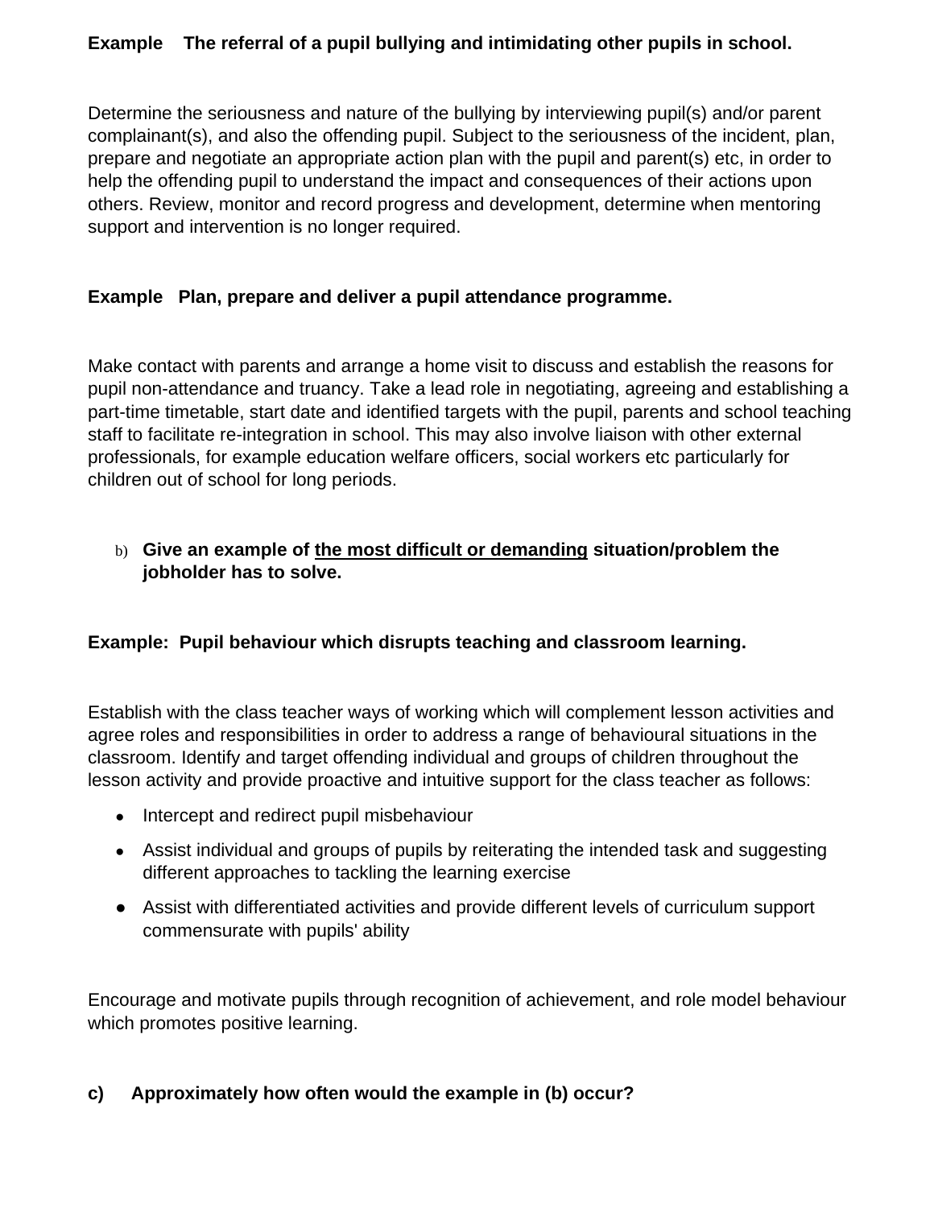**Example The referral of a pupil bullying and intimidating other pupils in school.**

Determine the seriousness and nature of the bullying by interviewing pupil(s) and/or parent complainant(s), and also the offending pupil. Subject to the seriousness of the incident, plan, prepare and negotiate an appropriate action plan with the pupil and parent(s) etc, in order to help the offending pupil to understand the impact and consequences of their actions upon others. Review, monitor and record progress and development, determine when mentoring support and intervention is no longer required.

**Example Plan, prepare and deliver a pupil attendance programme.**

Make contact with parents and arrange a home visit to discuss and establish the reasons for pupil non-attendance and truancy. Take a lead role in negotiating, agreeing and establishing a part-time timetable, start date and identified targets with the pupil, parents and school teaching staff to facilitate re-integration in school. This may also involve liaison with other external professionals, for example education welfare officers, social workers etc particularly for children out of school for long periods.

b) **Give an example of <u>the most difficult or demanding</u> situation/problem the jobholder has to solve.**

**Example: Pupil behaviour which disrupts teaching and classroom learning.**

Establish with the class teacher ways of working which will complement lesson activities and agree roles and responsibilities in order to address a range of behavioural situations in the classroom. Identify and target offending individual and groups of children throughout the lesson activity and provide proactive and intuitive support for the class teacher as follows:

- Intercept and redirect pupil misbehaviour
- Assist individual and groups of pupils by reiterating the intended task and suggesting different approaches to tackling the learning exercise
- Assist with differentiated activities and provide different levels of curriculum support commensurate with pupils' ability

Encourage and motivate pupils through recognition of achievement, and role model behaviour which promotes positive learning.

**c) Approximately how often would the example in (b) occur?**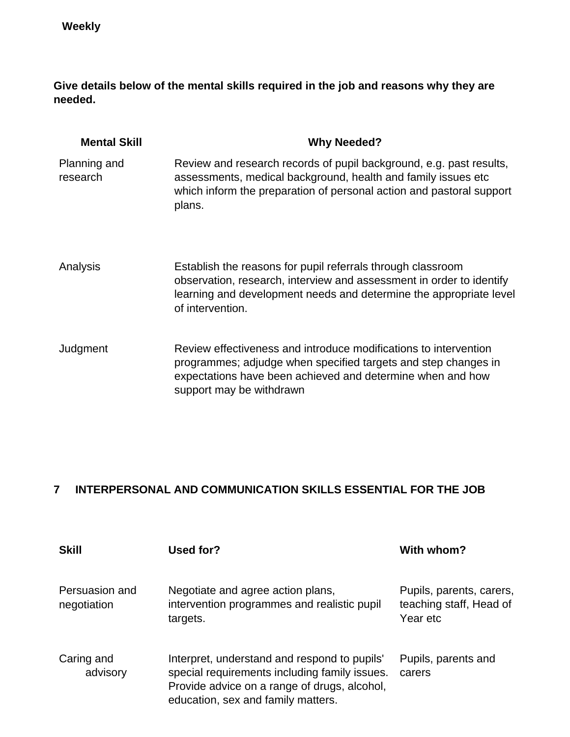**Weekly**

**Give details below of the mental skills required in the job and reasons why they are needed.**

| Mental Skill | Why Needed? |
|---|---|
| Planning and research | Review and research records of pupil background, e.g. past results, assessments, medical background, health and family issues etc which inform the preparation of personal action and pastoral support plans. |
| Analysis | Establish the reasons for pupil referrals through classroom observation, research, interview and assessment in order to identify learning and development needs and determine the appropriate level of intervention. |
| Judgment | Review effectiveness and introduce modifications to intervention programmes; adjudge when specified targets and step changes in expectations have been achieved and determine when and how support may be withdrawn |

## 7 INTERPERSONAL AND COMMUNICATION SKILLS ESSENTIAL FOR THE JOB

| Skill | Used for? | With whom? |
|---|---|---|
| Persuasion and negotiation | Negotiate and agree action plans, intervention programmes and realistic pupil targets. | Pupils, parents, carers, teaching staff, Head of Year etc |
| Caring and advisory | Interpret, understand and respond to pupils' special requirements including family issues. Provide advice on a range of drugs, alcohol, education, sex and family matters. | Pupils, parents and carers |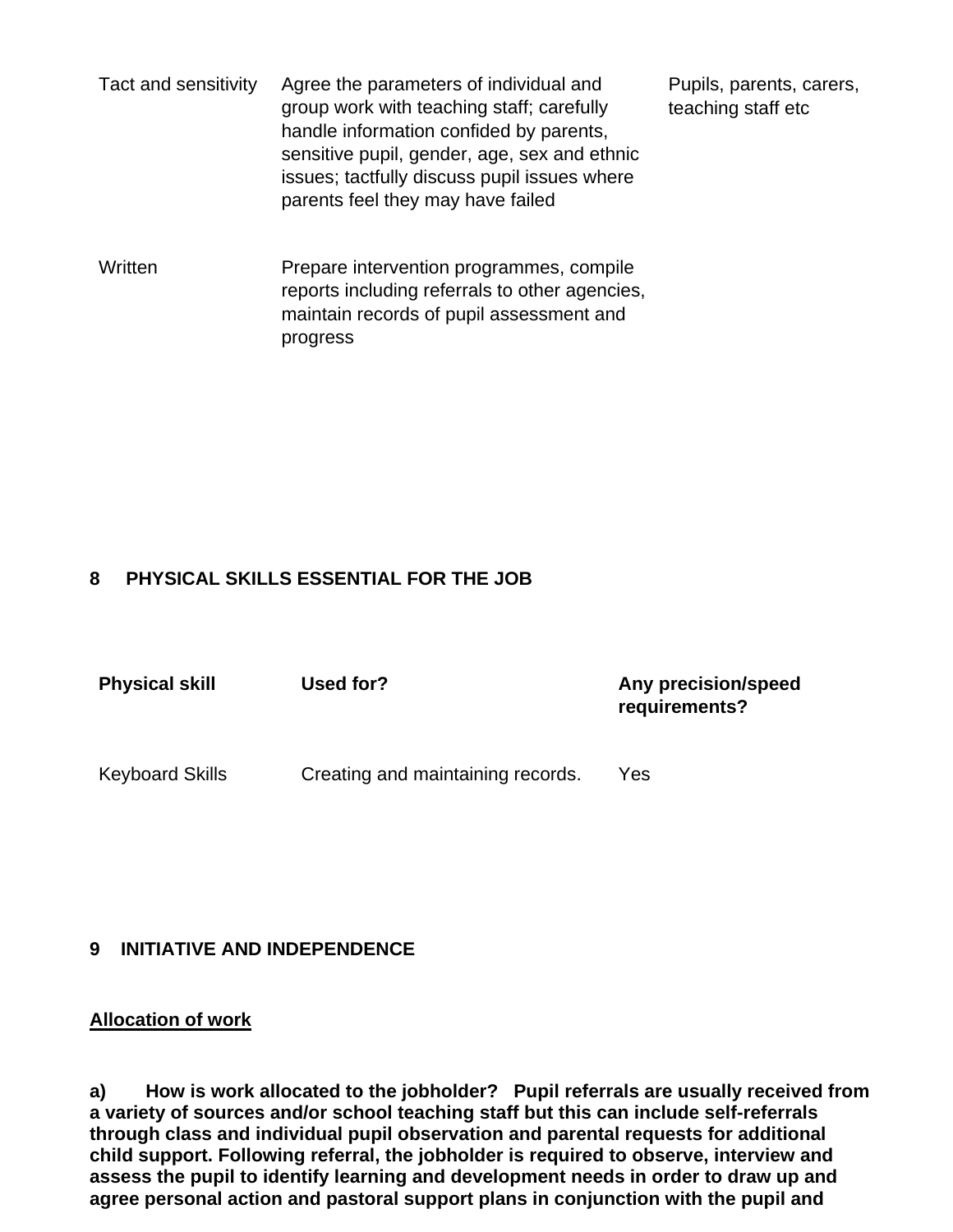| | | |
|---|---|---|
| Tact and sensitivity | Agree the parameters of individual and group work with teaching staff; carefully handle information confided by parents, sensitive pupil, gender, age, sex and ethnic issues; tactfully discuss pupil issues where parents feel they may have failed | Pupils, parents, carers, teaching staff etc |
| Written | Prepare intervention programmes, compile reports including referrals to other agencies, maintain records of pupil assessment and progress | |

## 8 PHYSICAL SKILLS ESSENTIAL FOR THE JOB

| Physical skill | Used for? | Any precision/speed requirements? |
|---|---|---|
| Keyboard Skills | Creating and maintaining records. | Yes |

## 9 INITIATIVE AND INDEPENDENCE

**<u>Allocation of work</u>**

**a) How is work allocated to the jobholder? Pupil referrals are usually received from a variety of sources and/or school teaching staff but this can include self-referrals through class and individual pupil observation and parental requests for additional child support. Following referral, the jobholder is required to observe, interview and assess the pupil to identify learning and development needs in order to draw up and agree personal action and pastoral support plans in conjunction with the pupil and**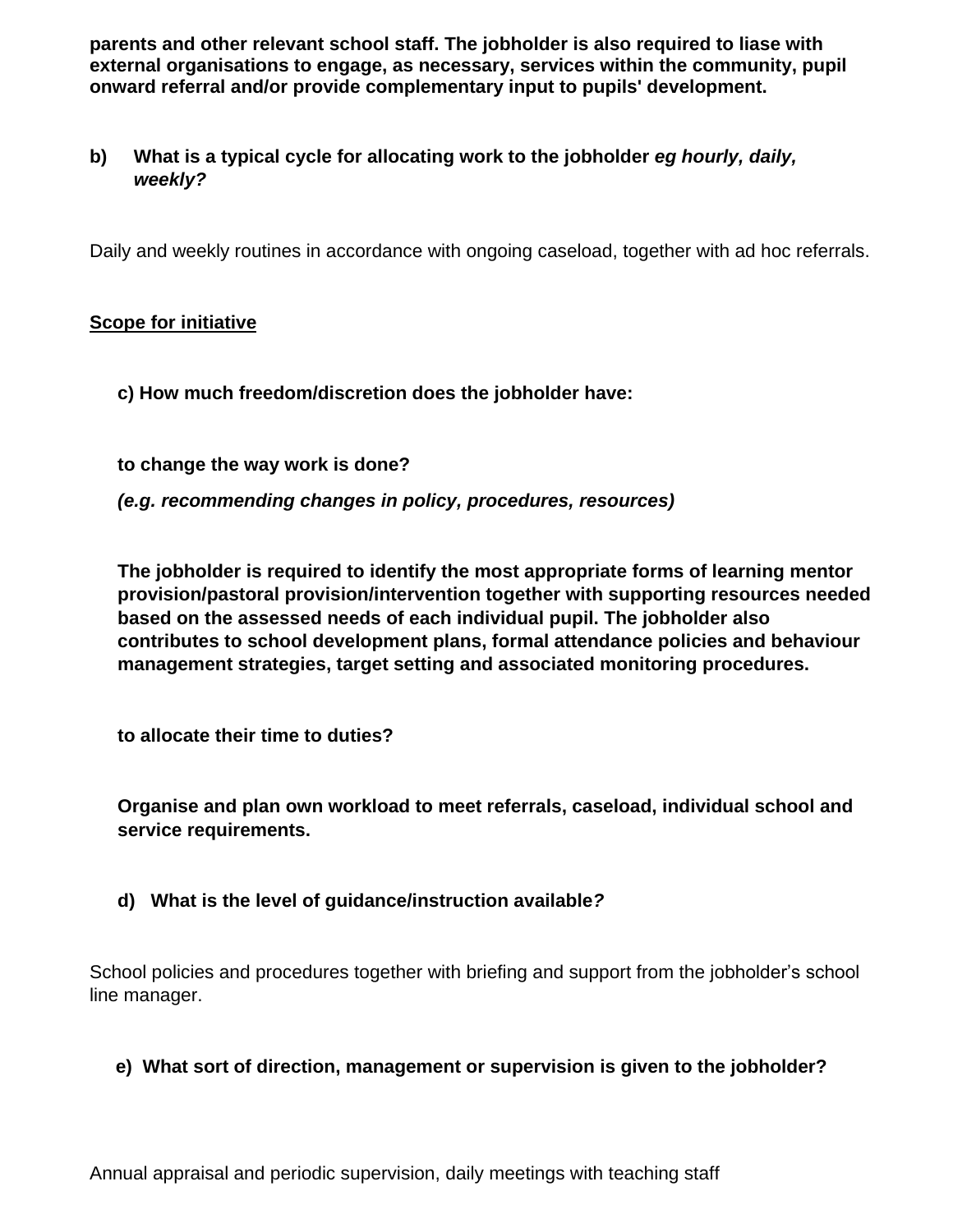**parents and other relevant school staff. The jobholder is also required to liase with external organisations to engage, as necessary, services within the community, pupil onward referral and/or provide complementary input to pupils' development.**

**b) What is a typical cycle for allocating work to the jobholder *eg hourly, daily, weekly?***

Daily and weekly routines in accordance with ongoing caseload, together with ad hoc referrals.

**<u>Scope for initiative</u>**

**c) How much freedom/discretion does the jobholder have:**

**to change the way work is done?**

***(e.g. recommending changes in policy, procedures, resources)***

**The jobholder is required to identify the most appropriate forms of learning mentor provision/pastoral provision/intervention together with supporting resources needed based on the assessed needs of each individual pupil. The jobholder also contributes to school development plans, formal attendance policies and behaviour management strategies, target setting and associated monitoring procedures.**

**to allocate their time to duties?**

**Organise and plan own workload to meet referrals, caseload, individual school and service requirements.**

**d) What is the level of guidance/instruction available*?***

School policies and procedures together with briefing and support from the jobholder's school line manager.

**e) What sort of direction, management or supervision is given to the jobholder?**

Annual appraisal and periodic supervision, daily meetings with teaching staff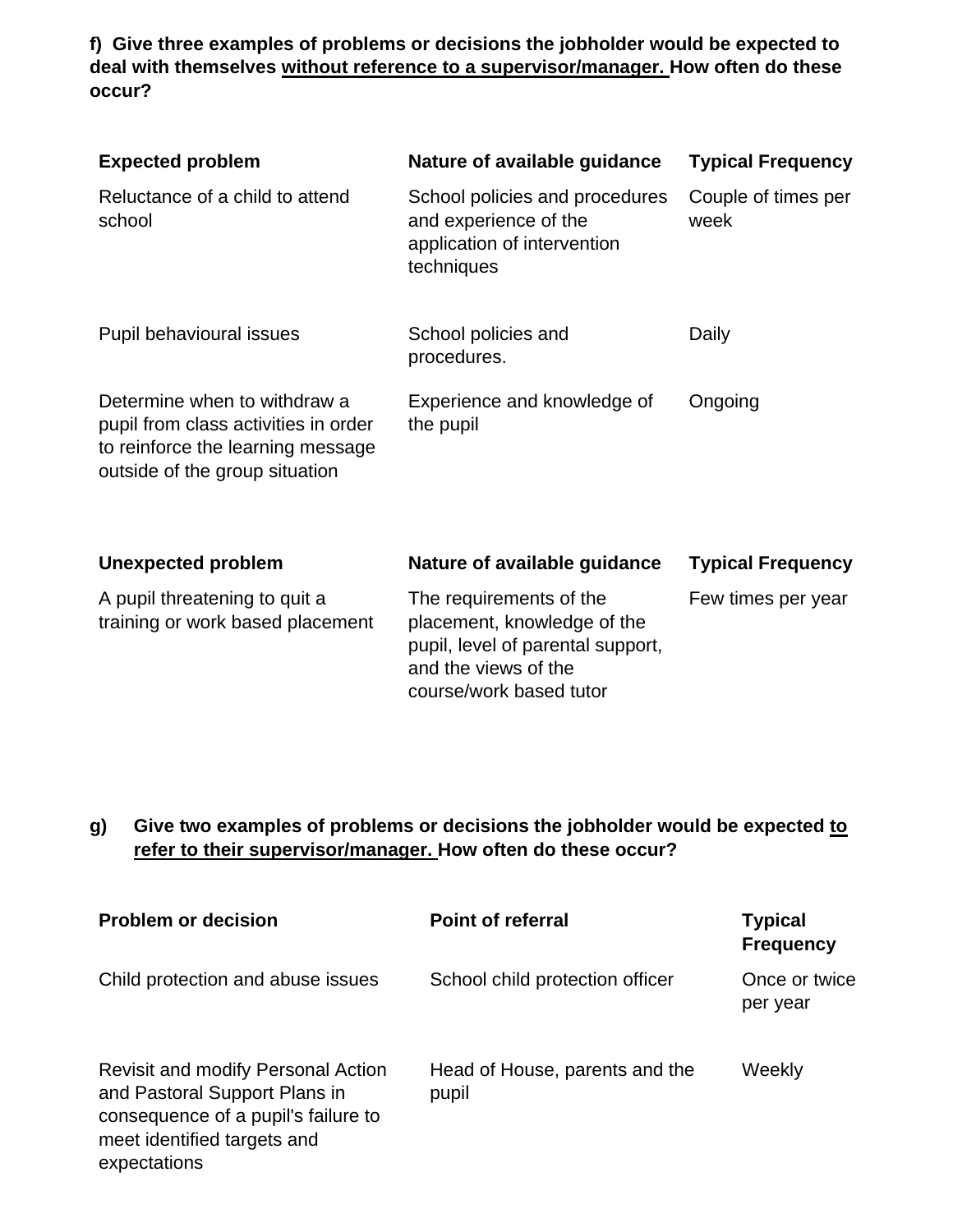**f) Give three examples of problems or decisions the jobholder would be expected to deal with themselves without reference to a supervisor/manager. How often do these occur?**

| Expected problem | Nature of available guidance | Typical Frequency |
|---|---|---|
| Reluctance of a child to attend school | School policies and procedures and experience of the application of intervention techniques | Couple of times per week |
| Pupil behavioural issues | School policies and procedures. | Daily |
| Determine when to withdraw a pupil from class activities in order to reinforce the learning message outside of the group situation | Experience and knowledge of the pupil | Ongoing |

| Unexpected problem | Nature of available guidance | Typical Frequency |
|---|---|---|
| A pupil threatening to quit a training or work based placement | The requirements of the placement, knowledge of the pupil, level of parental support, and the views of the course/work based tutor | Few times per year |

**g) Give two examples of problems or decisions the jobholder would be expected to refer to their supervisor/manager. How often do these occur?**

| Problem or decision | Point of referral | Typical Frequency |
|---|---|---|
| Child protection and abuse issues | School child protection officer | Once or twice per year |
| Revisit and modify Personal Action and Pastoral Support Plans in consequence of a pupil's failure to meet identified targets and expectations | Head of House, parents and the pupil | Weekly |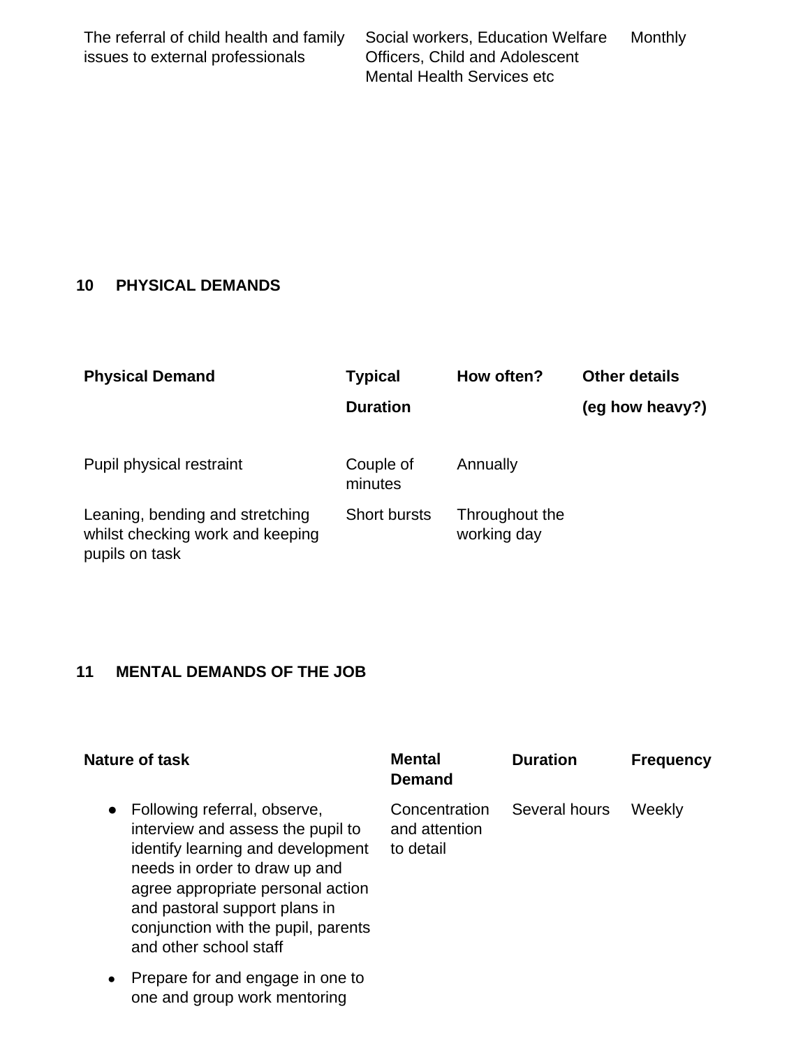| | | |
|---|---|---|
| The referral of child health and family issues to external professionals | Social workers, Education Welfare Officers, Child and Adolescent Mental Health Services etc | Monthly |

## 10 PHYSICAL DEMANDS

| Physical Demand | Typical Duration | How often? | Other details (eg how heavy?) |
|---|---|---|---|
| Pupil physical restraint | Couple of minutes | Annually | |
| Leaning, bending and stretching whilst checking work and keeping pupils on task | Short bursts | Throughout the working day | |

## 11 MENTAL DEMANDS OF THE JOB

| Nature of task | Mental Demand | Duration | Frequency |
|---|---|---|---|
| • Following referral, observe, interview and assess the pupil to identify learning and development needs in order to draw up and agree appropriate personal action and pastoral support plans in conjunction with the pupil, parents and other school staff<br>• Prepare for and engage in one to one and group work mentoring | Concentration and attention to detail | Several hours | Weekly |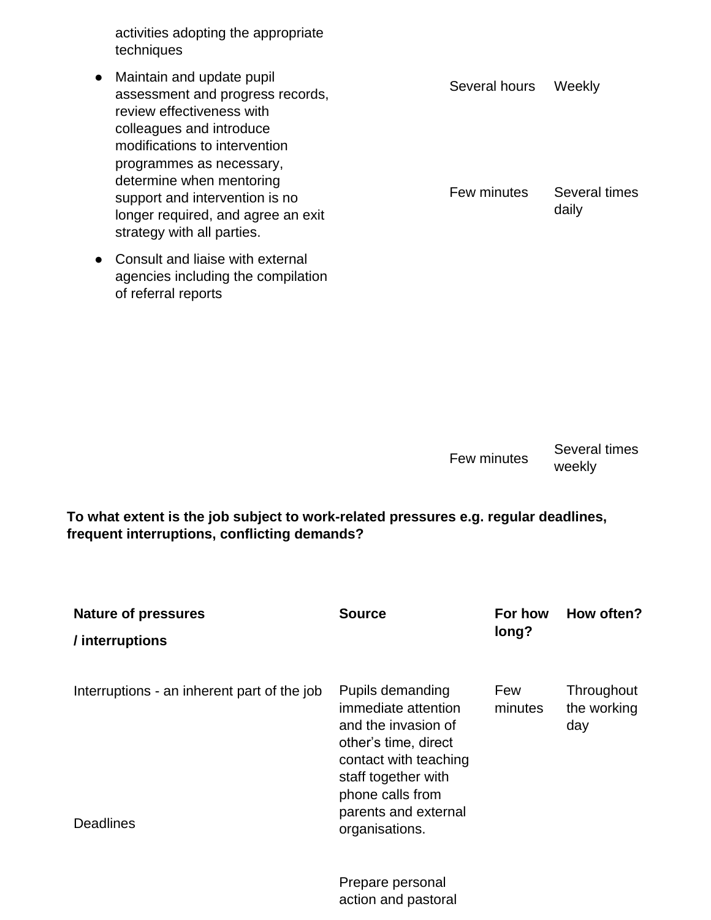| | | |
|---|---|---|
| activities adopting the appropriate techniques | | |
| ● Maintain and update pupil assessment and progress records, review effectiveness with colleagues and introduce modifications to intervention programmes as necessary, determine when mentoring support and intervention is no longer required, and agree an exit strategy with all parties. | Several hours | Weekly |
| | Few minutes | Several times daily |
| ● Consult and liaise with external agencies including the compilation of referral reports | | |
| | Few minutes | Several times weekly |

**To what extent is the job subject to work-related pressures e.g. regular deadlines, frequent interruptions, conflicting demands?**

| Nature of pressures / interruptions | Source | For how long? | How often? |
|---|---|---|---|
| Interruptions - an inherent part of the job | Pupils demanding immediate attention and the invasion of other's time, direct contact with teaching staff together with phone calls from parents and external organisations. | Few minutes | Throughout the working day |
| Deadlines | Prepare personal action and pastoral | | |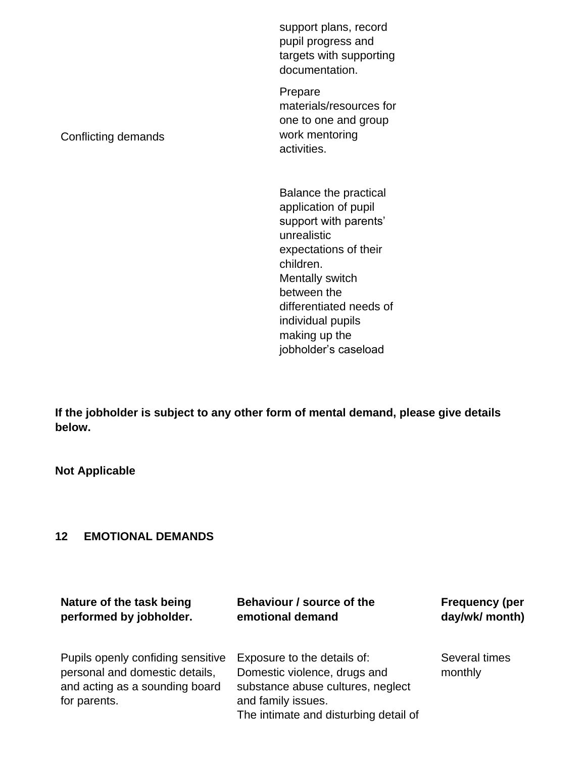| | |
|---|---|
| | support plans, record pupil progress and targets with supporting documentation. |
| Conflicting demands | Prepare materials/resources for one to one and group work mentoring activities. |
| | Balance the practical application of pupil support with parents' unrealistic expectations of their children.<br>Mentally switch between the differentiated needs of individual pupils making up the jobholder's caseload |

**If the jobholder is subject to any other form of mental demand, please give details below.**

**Not Applicable**

## 12 EMOTIONAL DEMANDS

| Nature of the task being performed by jobholder. | Behaviour / source of the emotional demand | Frequency (per day/wk/ month) |
|---|---|---|
| Pupils openly confiding sensitive personal and domestic details, and acting as a sounding board for parents. | Exposure to the details of:<br>Domestic violence, drugs and substance abuse cultures, neglect and family issues.<br>The intimate and disturbing detail of | Several times monthly |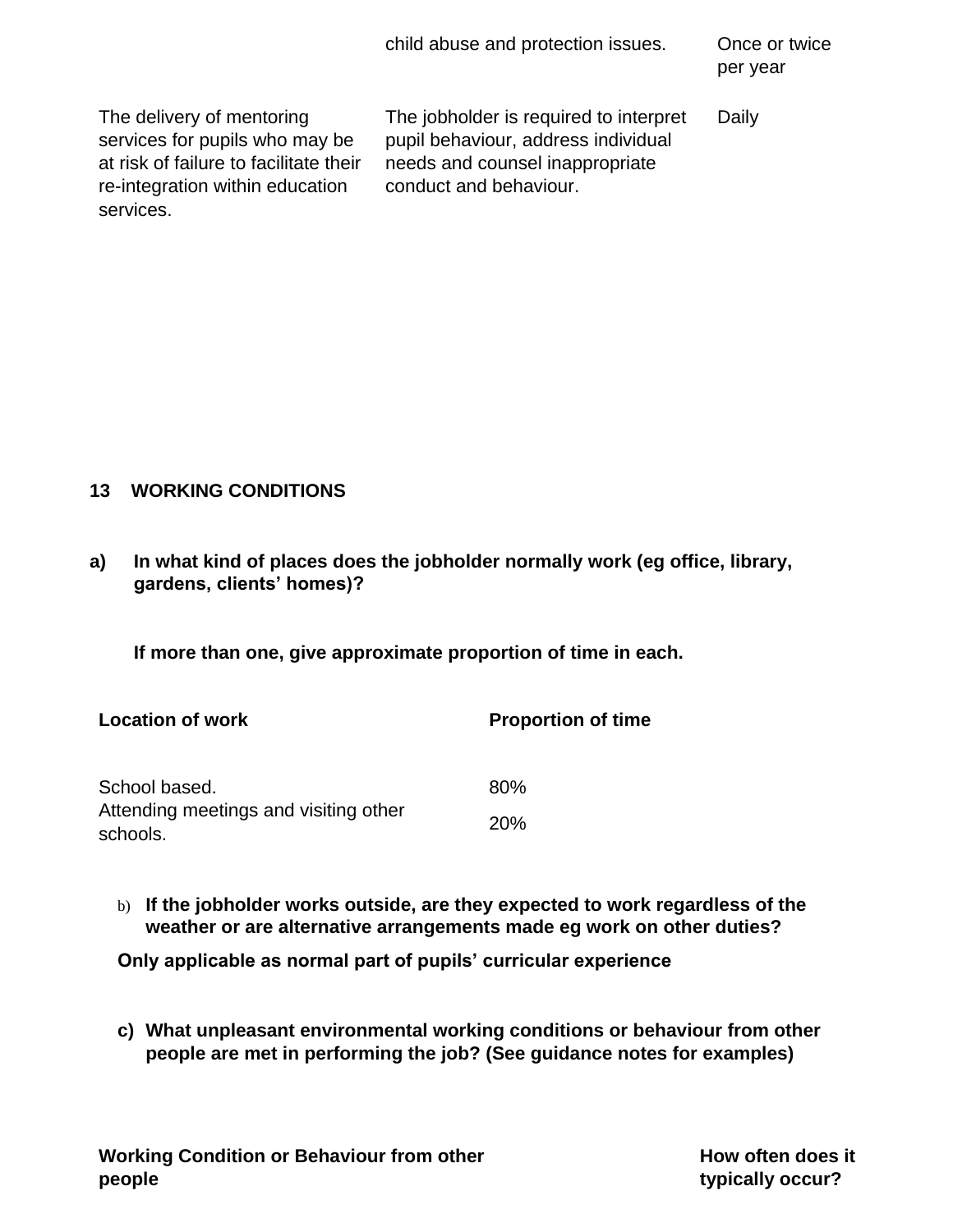|  | child abuse and protection issues. | Once or twice per year |
|---|---|---|
| The delivery of mentoring services for pupils who may be at risk of failure to facilitate their re-integration within education services. | The jobholder is required to interpret pupil behaviour, address individual needs and counsel inappropriate conduct and behaviour. | Daily |

**13 WORKING CONDITIONS**

**a) In what kind of places does the jobholder normally work (eg office, library, gardens, clients' homes)?**

**If more than one, give approximate proportion of time in each.**

| Location of work | Proportion of time |
|---|---|
| School based. | 80% |
| Attending meetings and visiting other schools. | 20% |

b) **If the jobholder works outside, are they expected to work regardless of the weather or are alternative arrangements made eg work on other duties?**

**Only applicable as normal part of pupils' curricular experience**

**c) What unpleasant environmental working conditions or behaviour from other people are met in performing the job? (See guidance notes for examples)**

| Working Condition or Behaviour from other people | How often does it typically occur? |
|---|---|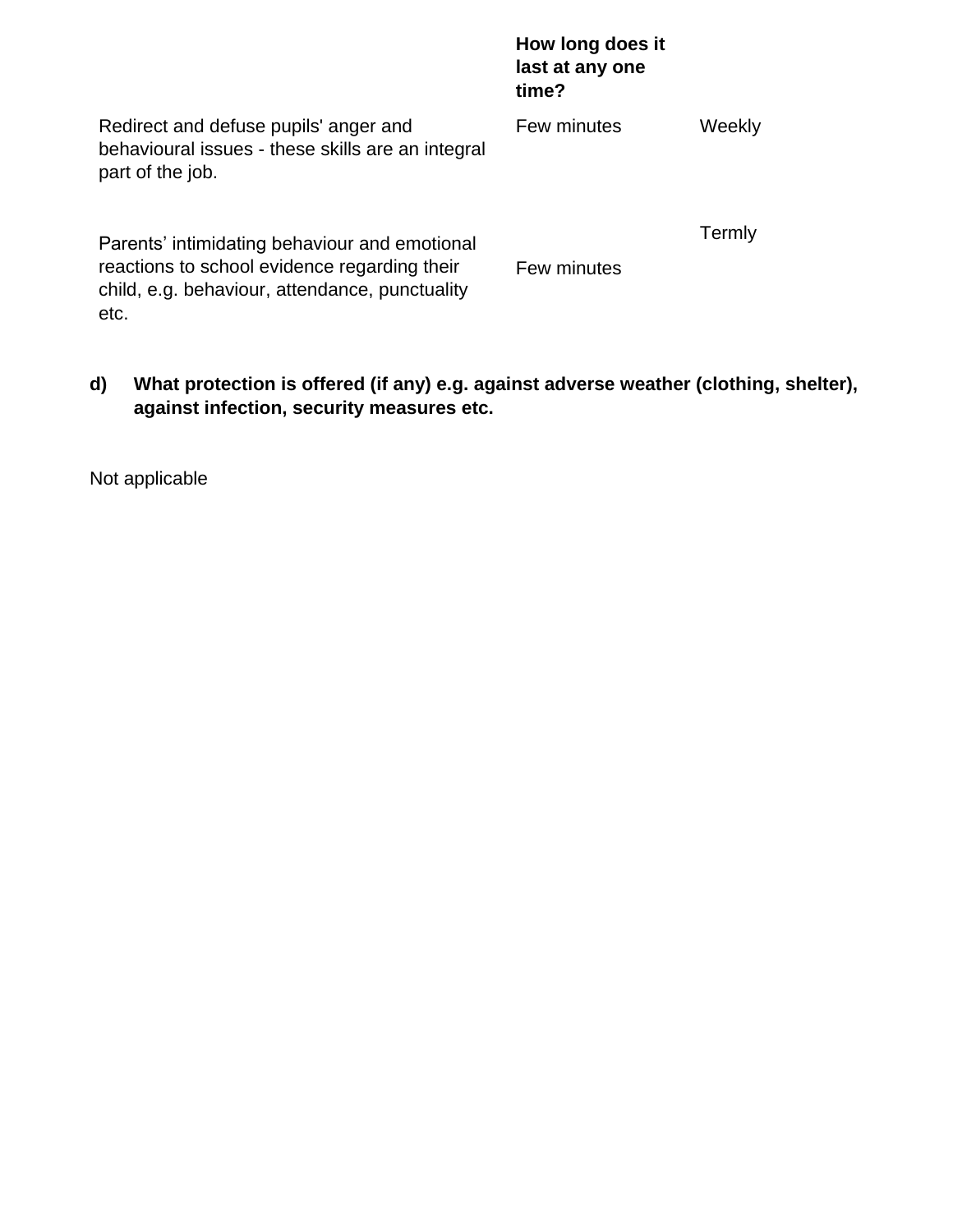| | How long does it last at any one time? | |
|---|---|---|
| Redirect and defuse pupils' anger and behavioural issues - these skills are an integral part of the job. | Few minutes | Weekly |
| Parents’ intimidating behaviour and emotional reactions to school evidence regarding their child, e.g. behaviour, attendance, punctuality etc. | Few minutes | Termly |

**d) What protection is offered (if any) e.g. against adverse weather (clothing, shelter), against infection, security measures etc.**

Not applicable